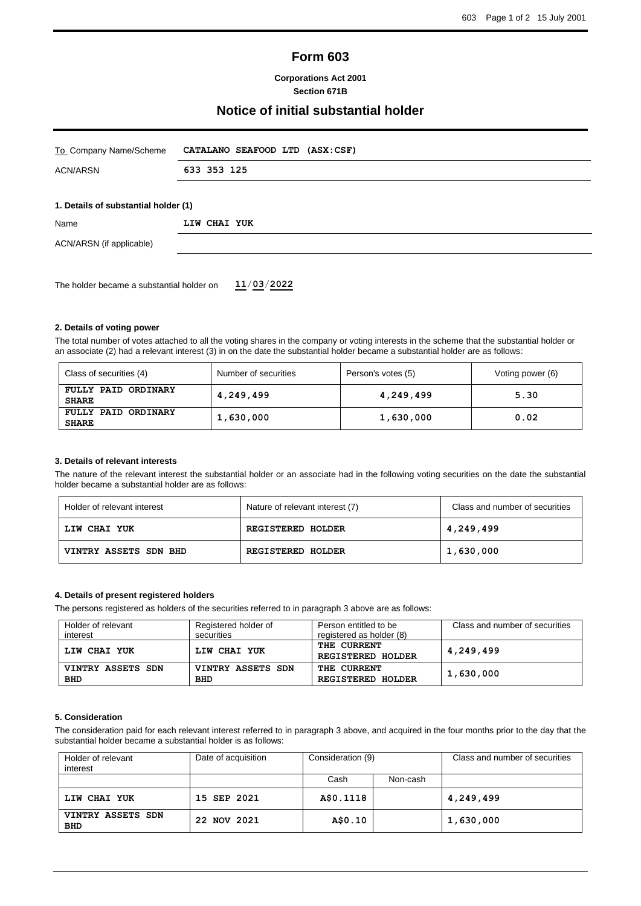# Form 603

**Corporations Act 2001**
**Section 671B**

## Notice of initial substantial holder

| | |
|---|---|
| To Company Name/Scheme | **CATALANO SEAFOOD LTD (ASX:CSF)** |
| ACN/ARSN | **633 353 125** |

### 1. Details of substantial holder (1)

| | |
|---|---|
| Name | **LIW CHAI YUK** |
| ACN/ARSN (if applicable) | |

The holder became a substantial holder on **11/03/2022**

### 2. Details of voting power

The total number of votes attached to all the voting shares in the company or voting interests in the scheme that the substantial holder or an associate (2) had a relevant interest (3) in on the date the substantial holder became a substantial holder are as follows:

| Class of securities (4) | Number of securities | Person's votes (5) | Voting power (6) |
|---|---|---|---|
| **FULLY PAID ORDINARY SHARE** | **4,249,499** | **4,249,499** | **5.30** |
| **FULLY PAID ORDINARY SHARE** | **1,630,000** | **1,630,000** | **0.02** |

### 3. Details of relevant interests

The nature of the relevant interest the substantial holder or an associate had in the following voting securities on the date the substantial holder became a substantial holder are as follows:

| Holder of relevant interest | Nature of relevant interest (7) | Class and number of securities |
|---|---|---|
| **LIW CHAI YUK** | **REGISTERED HOLDER** | **4,249,499** |
| **VINTRY ASSETS SDN BHD** | **REGISTERED HOLDER** | **1,630,000** |

### 4. Details of present registered holders

The persons registered as holders of the securities referred to in paragraph 3 above are as follows:

| Holder of relevant interest | Registered holder of securities | Person entitled to be registered as holder (8) | Class and number of securities |
|---|---|---|---|
| **LIW CHAI YUK** | **LIW CHAI YUK** | **THE CURRENT REGISTERED HOLDER** | **4,249,499** |
| **VINTRY ASSETS SDN BHD** | **VINTRY ASSETS SDN BHD** | **THE CURRENT REGISTERED HOLDER** | **1,630,000** |

### 5. Consideration

The consideration paid for each relevant interest referred to in paragraph 3 above, and acquired in the four months prior to the day that the substantial holder became a substantial holder is as follows:

| Holder of relevant interest | Date of acquisition | Consideration (9) | | Class and number of securities |
|---|---|---|---|---|
| | | Cash | Non-cash | |
| **LIW CHAI YUK** | **15 SEP 2021** | **A$0.1118** | | **4,249,499** |
| **VINTRY ASSETS SDN BHD** | **22 NOV 2021** | **A$0.10** | | **1,630,000** |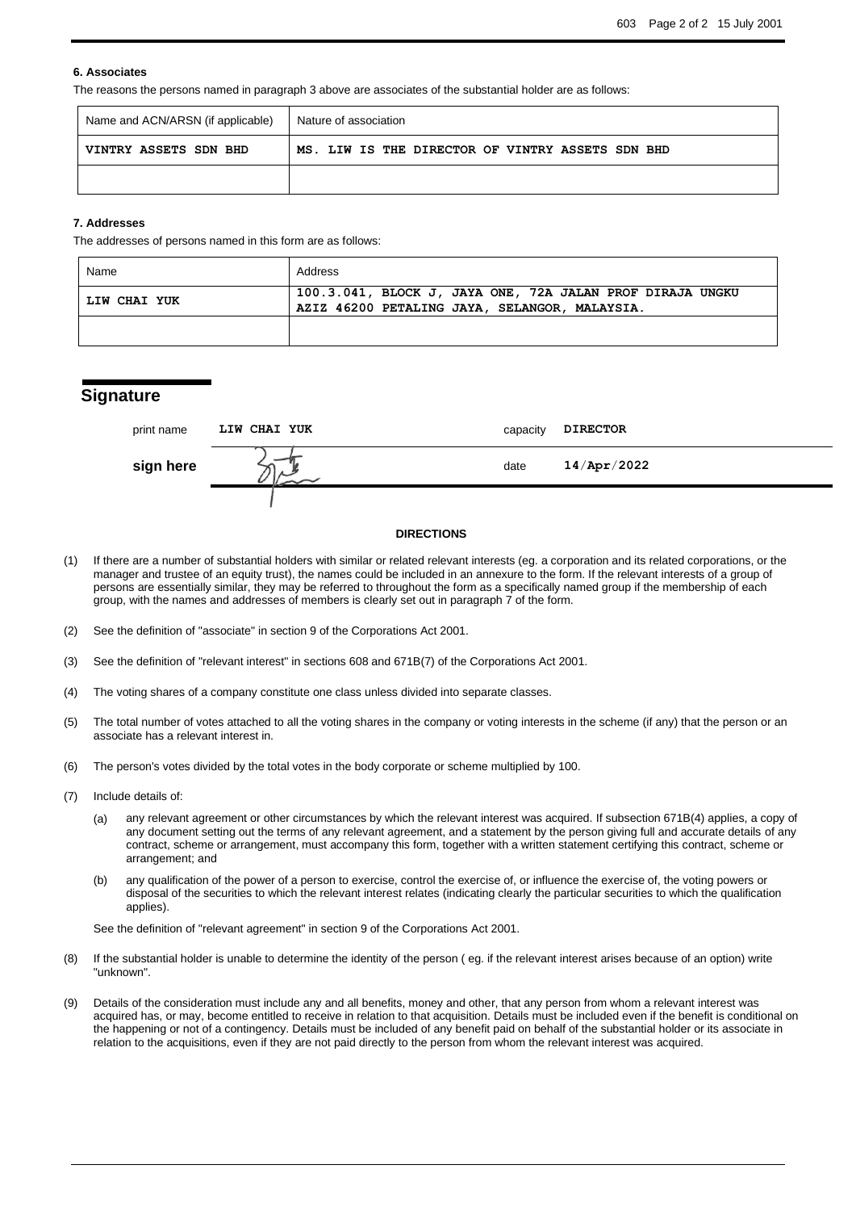### 6. Associates

The reasons the persons named in paragraph 3 above are associates of the substantial holder are as follows:

| Name and ACN/ARSN (if applicable) | Nature of association |
|---|---|
| VINTRY ASSETS SDN BHD | MS. LIW IS THE DIRECTOR OF VINTRY ASSETS SDN BHD |
| | |

### 7. Addresses

The addresses of persons named in this form are as follows:

| Name | Address |
|---|---|
| LIW CHAI YUK | 100.3.041, BLOCK J, JAYA ONE, 72A JALAN PROF DIRAJA UNGKU AZIZ 46200 PETALING JAYA, SELANGOR, MALAYSIA. |
| | |

## Signature

print name **LIW CHAI YUK** capacity **DIRECTOR**

**sign here** date **14/Apr/2022**

### DIRECTIONS

(1) If there are a number of substantial holders with similar or related relevant interests (eg. a corporation and its related corporations, or the manager and trustee of an equity trust), the names could be included in an annexure to the form. If the relevant interests of a group of persons are essentially similar, they may be referred to throughout the form as a specifically named group if the membership of each group, with the names and addresses of members is clearly set out in paragraph 7 of the form.

(2) See the definition of "associate" in section 9 of the Corporations Act 2001.

(3) See the definition of "relevant interest" in sections 608 and 671B(7) of the Corporations Act 2001.

(4) The voting shares of a company constitute one class unless divided into separate classes.

(5) The total number of votes attached to all the voting shares in the company or voting interests in the scheme (if any) that the person or an associate has a relevant interest in.

(6) The person's votes divided by the total votes in the body corporate or scheme multiplied by 100.

(7) Include details of:

(a) any relevant agreement or other circumstances by which the relevant interest was acquired. If subsection 671B(4) applies, a copy of any document setting out the terms of any relevant agreement, and a statement by the person giving full and accurate details of any contract, scheme or arrangement, must accompany this form, together with a written statement certifying this contract, scheme or arrangement; and

(b) any qualification of the power of a person to exercise, control the exercise of, or influence the exercise of, the voting powers or disposal of the securities to which the relevant interest relates (indicating clearly the particular securities to which the qualification applies).

See the definition of "relevant agreement" in section 9 of the Corporations Act 2001.

(8) If the substantial holder is unable to determine the identity of the person ( eg. if the relevant interest arises because of an option) write "unknown".

(9) Details of the consideration must include any and all benefits, money and other, that any person from whom a relevant interest was acquired has, or may, become entitled to receive in relation to that acquisition. Details must be included even if the benefit is conditional on the happening or not of a contingency. Details must be included of any benefit paid on behalf of the substantial holder or its associate in relation to the acquisitions, even if they are not paid directly to the person from whom the relevant interest was acquired.